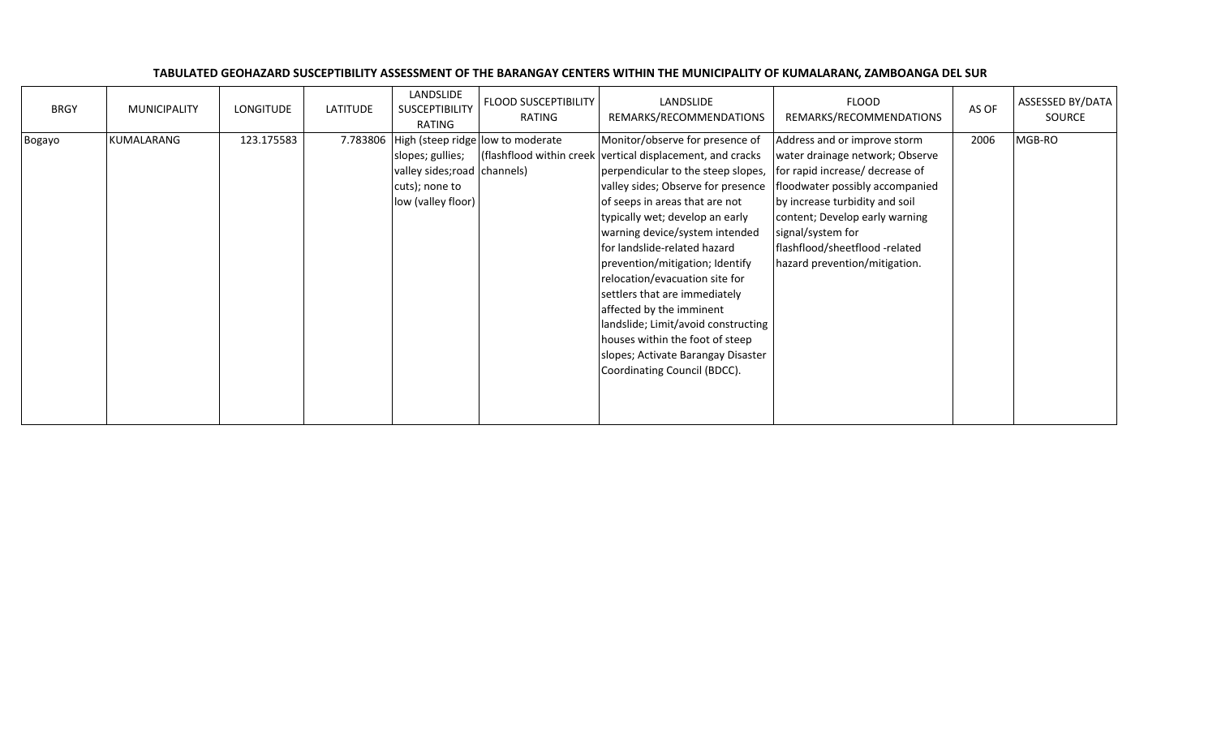**TABULATED GEOHAZARD SUSCEPTIBILITY ASSESSMENT OF THE BARANGAY CENTERS WITHIN THE MUNICIPALITY OF KUMALARANG, ZAMBOANGA DEL SUR**

| BRGY | MUNICIPALITY | LONGITUDE | LATITUDE | LANDSLIDE SUSCEPTIBILITY RATING | FLOOD SUSCEPTIBILITY RATING | LANDSLIDE REMARKS/RECOMMENDATIONS | FLOOD REMARKS/RECOMMENDATIONS | AS OF | ASSESSED BY/DATA SOURCE |
|---|---|---|---|---|---|---|---|---|---|
| Bogayo | KUMALARANG | 123.175583 | 7.783806 | High (steep ridge slopes; gullies; valley sides;road cuts); none to low (valley floor) | low to moderate (flashflood within creek channels) | Monitor/observe for presence of vertical displacement, and cracks perpendicular to the steep slopes, valley sides; Observe for presence of seeps in areas that are not typically wet; develop an early warning device/system intended for landslide-related hazard prevention/mitigation; Identify relocation/evacuation site for settlers that are immediately affected by the imminent landslide; Limit/avoid constructing houses within the foot of steep slopes; Activate Barangay Disaster Coordinating Council (BDCC). | Address and or improve storm water drainage network; Observe for rapid increase/ decrease of floodwater possibly accompanied by increase turbidity and soil content; Develop early warning signal/system for flashflood/sheetflood -related hazard prevention/mitigation. | 2006 | MGB-RO |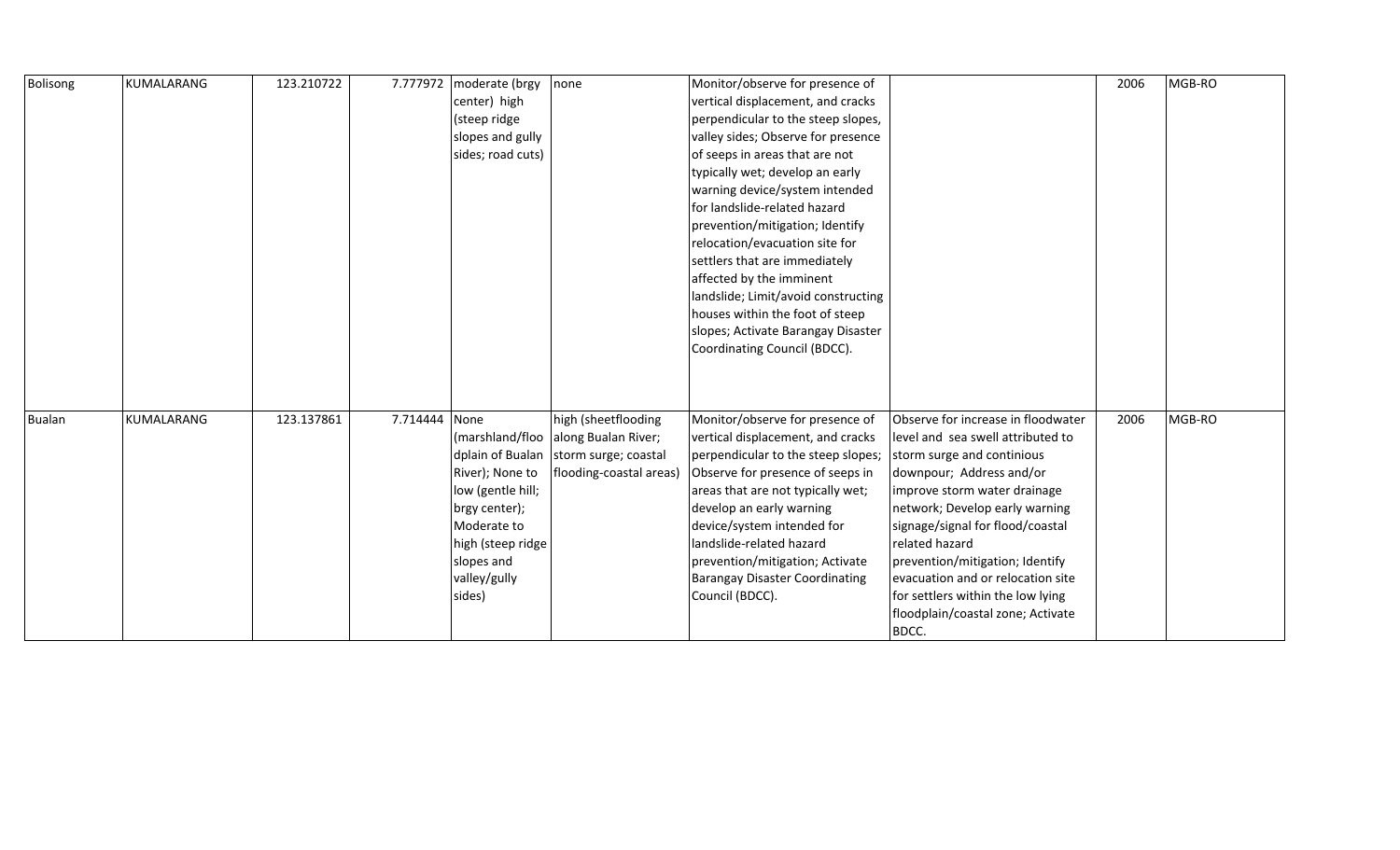| Bolisong | KUMALARANG | 123.210722 | 7.777972 | moderate (brgy center) high (steep ridge slopes and gully sides; road cuts) | none | Monitor/observe for presence of vertical displacement, and cracks perpendicular to the steep slopes, valley sides; Observe for presence of seeps in areas that are not typically wet; develop an early warning device/system intended for landslide-related hazard prevention/mitigation; Identify relocation/evacuation site for settlers that are immediately affected by the imminent landslide; Limit/avoid constructing houses within the foot of steep slopes; Activate Barangay Disaster Coordinating Council (BDCC). | | 2006 | MGB-RO |
|---|---|---|---|---|---|---|---|---|---|
| Bualan | KUMALARANG | 123.137861 | 7.714444 | None (marshland/floodplain of Bualan River); None to low (gentle hill; brgy center); Moderate to high (steep ridge slopes and valley/gully sides) | high (sheetflooding along Bualan River; storm surge; coastal flooding-coastal areas) | Monitor/observe for presence of vertical displacement, and cracks perpendicular to the steep slopes; Observe for presence of seeps in areas that are not typically wet; develop an early warning device/system intended for landslide-related hazard prevention/mitigation; Activate Barangay Disaster Coordinating Council (BDCC). | Observe for increase in floodwater level and sea swell attributed to storm surge and continious downpour; Address and/or improve storm water drainage network; Develop early warning signage/signal for flood/coastal related hazard prevention/mitigation; Identify evacuation and or relocation site for settlers within the low lying floodplain/coastal zone; Activate BDCC. | 2006 | MGB-RO |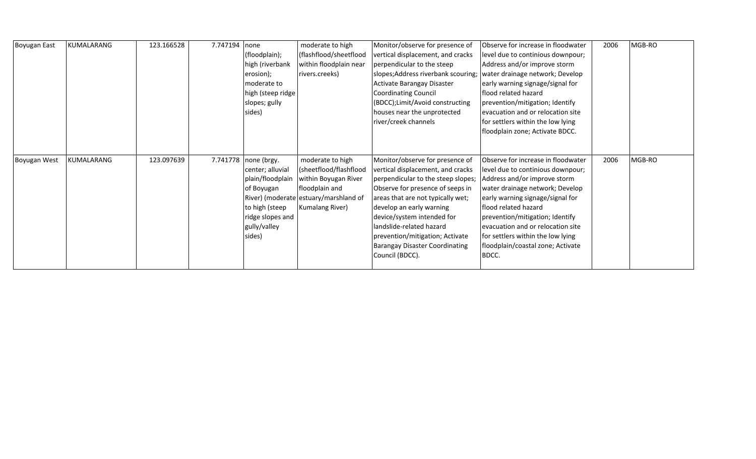| | | | | | | | | | |
|---|---|---|---|---|---|---|---|---|---|
| Boyugan East | KUMALARANG | 123.166528 | 7.747194 | none (floodplain); high (riverbank erosion); moderate to high (steep ridge slopes; gully sides) | moderate to high (flashflood/sheetflood within floodplain near rivers.creeks) | Monitor/observe for presence of vertical displacement, and cracks perpendicular to the steep slopes;Address riverbank scouring; Activate Barangay Disaster Coordinating Council (BDCC);Limit/Avoid constructing houses near the unprotected river/creek channels | Observe for increase in floodwater level due to continious downpour; Address and/or improve storm water drainage network; Develop early warning signage/signal for flood related hazard prevention/mitigation; Identify evacuation and or relocation site for settlers within the low lying floodplain zone; Activate BDCC. | 2006 | MGB-RO |
| Boyugan West | KUMALARANG | 123.097639 | 7.741778 | none (brgy. center; alluvial plain/floodplain of Boyugan River) (moderate to high (steep ridge slopes and gully/valley sides) | moderate to high (sheetflood/flashflood within Boyugan River floodplain and estuary/marshland of Kumalang River) | Monitor/observe for presence of vertical displacement, and cracks perpendicular to the steep slopes; Observe for presence of seeps in areas that are not typically wet; develop an early warning device/system intended for landslide-related hazard prevention/mitigation; Activate Barangay Disaster Coordinating Council (BDCC). | Observe for increase in floodwater level due to continious downpour; Address and/or improve storm water drainage network; Develop early warning signage/signal for flood related hazard prevention/mitigation; Identify evacuation and or relocation site for settlers within the low lying floodplain/coastal zone; Activate BDCC. | 2006 | MGB-RO |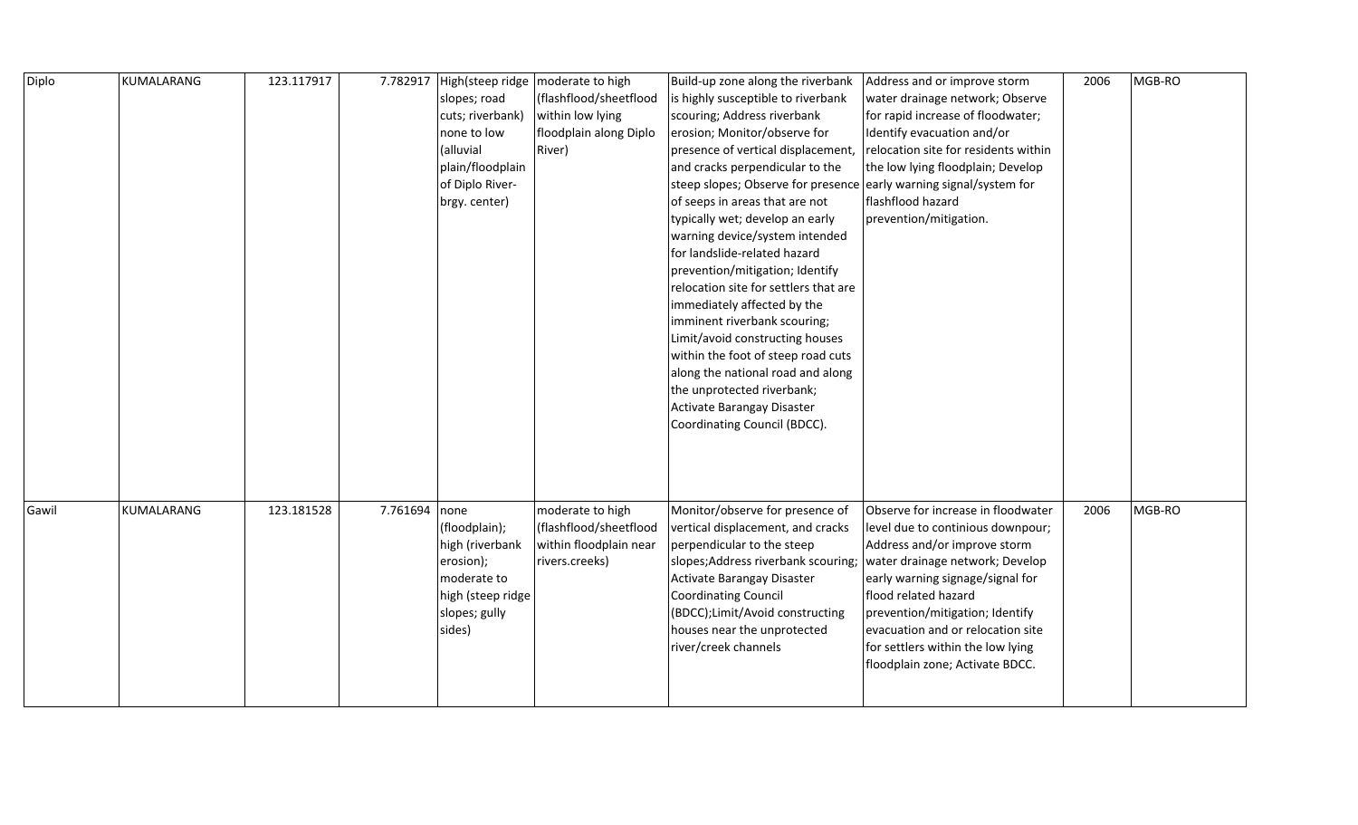| Diplo | KUMALARANG | 123.117917 | 7.782917 | High(steep ridge slopes; road cuts; riverbank) none to low (alluvial plain/floodplain of Diplo River-brgy. center) | moderate to high (flashflood/sheetflood within low lying floodplain along Diplo River) | Build-up zone along the riverbank is highly susceptible to riverbank scouring; Address riverbank erosion; Monitor/observe for presence of vertical displacement, and cracks perpendicular to the steep slopes; Observe for presence of seeps in areas that are not typically wet; develop an early warning device/system intended for landslide-related hazard prevention/mitigation; Identify relocation site for settlers that are immediately affected by the imminent riverbank scouring; Limit/avoid constructing houses within the foot of steep road cuts along the national road and along the unprotected riverbank; Activate Barangay Disaster Coordinating Council (BDCC). | Address and or improve storm water drainage network; Observe for rapid increase of floodwater; Identify evacuation and/or relocation site for residents within the low lying floodplain; Develop early warning signal/system for flashflood hazard prevention/mitigation. | 2006 | MGB-RO |
|---|---|---|---|---|---|---|---|---|---|
| Gawil | KUMALARANG | 123.181528 | 7.761694 | none (floodplain); high (riverbank erosion); moderate to high (steep ridge slopes; gully sides) | moderate to high (flashflood/sheetflood within floodplain near rivers.creeks) | Monitor/observe for presence of vertical displacement, and cracks perpendicular to the steep slopes;Address riverbank scouring; Activate Barangay Disaster Coordinating Council (BDCC);Limit/Avoid constructing houses near the unprotected river/creek channels | Observe for increase in floodwater level due to continious downpour; Address and/or improve storm water drainage network; Develop early warning signage/signal for flood related hazard prevention/mitigation; Identify evacuation and or relocation site for settlers within the low lying floodplain zone; Activate BDCC. | 2006 | MGB-RO |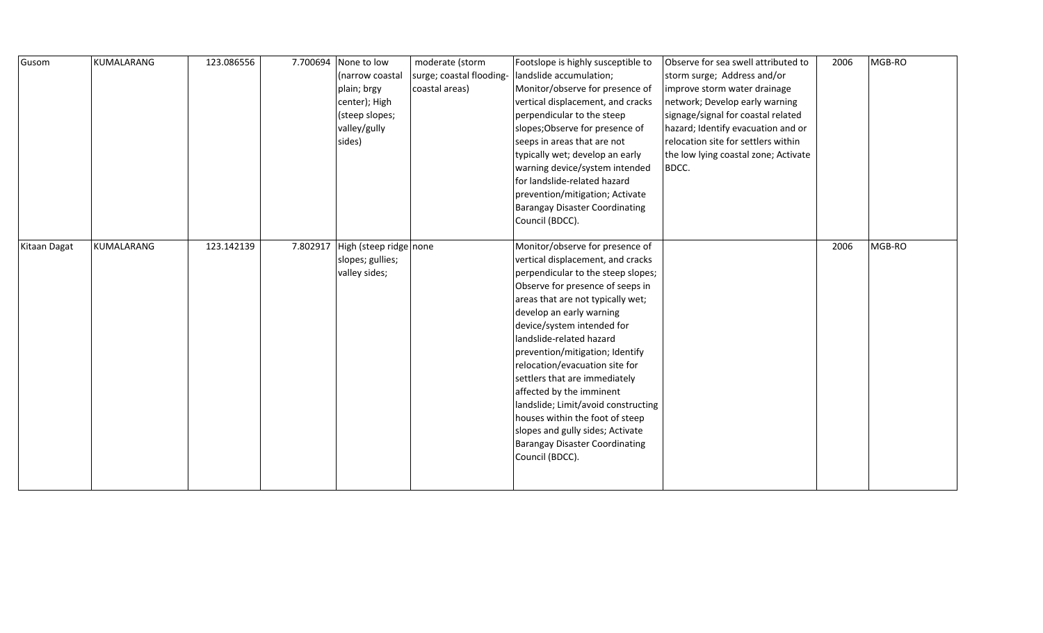| Gusom | KUMALARANG | 123.086556 | 7.700694 | None to low (narrow coastal plain; brgy center); High (steep slopes; valley/gully sides) | moderate (storm surge; coastal flooding- coastal areas) | Footslope is highly susceptible to landslide accumulation; Monitor/observe for presence of vertical displacement, and cracks perpendicular to the steep slopes;Observe for presence of seeps in areas that are not typically wet; develop an early warning device/system intended for landslide-related hazard prevention/mitigation; Activate Barangay Disaster Coordinating Council (BDCC). | Observe for sea swell attributed to storm surge; Address and/or improve storm water drainage network; Develop early warning signage/signal for coastal related hazard; Identify evacuation and or relocation site for settlers within the low lying coastal zone; Activate BDCC. | 2006 | MGB-RO |
|---|---|---|---|---|---|---|---|---|---|
| Kitaan Dagat | KUMALARANG | 123.142139 | 7.802917 | High (steep ridge slopes; gullies; valley sides; | none | Monitor/observe for presence of vertical displacement, and cracks perpendicular to the steep slopes; Observe for presence of seeps in areas that are not typically wet; develop an early warning device/system intended for landslide-related hazard prevention/mitigation; Identify relocation/evacuation site for settlers that are immediately affected by the imminent landslide; Limit/avoid constructing houses within the foot of steep slopes and gully sides; Activate Barangay Disaster Coordinating Council (BDCC). | | 2006 | MGB-RO |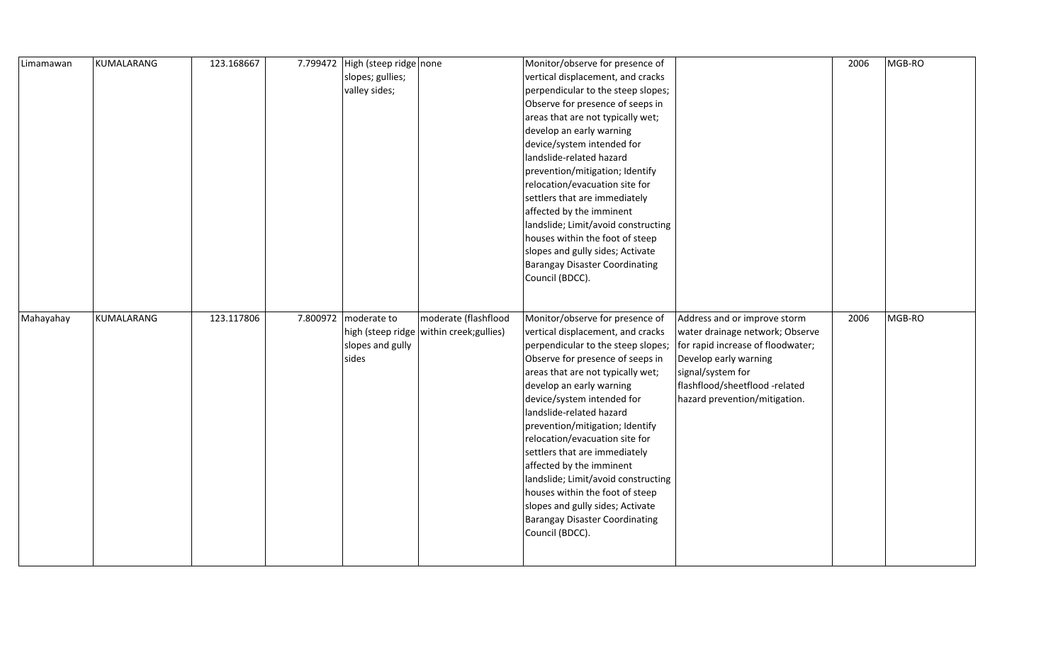| | | | | | | | | | |
|---|---|---|---|---|---|---|---|---|---|
| Limamawan | KUMALARANG | 123.168667 | 7.799472 | High (steep ridge slopes; gullies; valley sides; | none | Monitor/observe for presence of vertical displacement, and cracks perpendicular to the steep slopes; Observe for presence of seeps in areas that are not typically wet; develop an early warning device/system intended for landslide-related hazard prevention/mitigation; Identify relocation/evacuation site for settlers that are immediately affected by the imminent landslide; Limit/avoid constructing houses within the foot of steep slopes and gully sides; Activate Barangay Disaster Coordinating Council (BDCC). | | 2006 | MGB-RO |
| Mahayahay | KUMALARANG | 123.117806 | 7.800972 | moderate to high (steep ridge slopes and gully sides | moderate (flashflood within creek;gullies) | Monitor/observe for presence of vertical displacement, and cracks perpendicular to the steep slopes; Observe for presence of seeps in areas that are not typically wet; develop an early warning device/system intended for landslide-related hazard prevention/mitigation; Identify relocation/evacuation site for settlers that are immediately affected by the imminent landslide; Limit/avoid constructing houses within the foot of steep slopes and gully sides; Activate Barangay Disaster Coordinating Council (BDCC). | Address and or improve storm water drainage network; Observe for rapid increase of floodwater; Develop early warning signal/system for flashflood/sheetflood -related hazard prevention/mitigation. | 2006 | MGB-RO |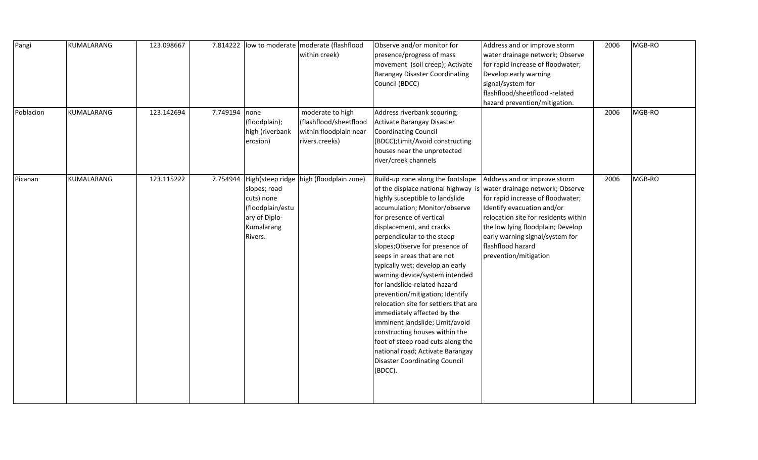| | | | | | | | | | |
|---|---|---|---|---|---|---|---|---|---|
| Pangi | KUMALARANG | 123.098667 | 7.814222 | low to moderate | moderate (flashflood within creek) | Observe and/or monitor for presence/progress of mass movement (soil creep); Activate Barangay Disaster Coordinating Council (BDCC) | Address and or improve storm water drainage network; Observe for rapid increase of floodwater; Develop early warning signal/system for flashflood/sheetflood -related hazard prevention/mitigation. | 2006 | MGB-RO |
| Poblacion | KUMALARANG | 123.142694 | 7.749194 | none (floodplain); high (riverbank erosion) | moderate to high (flashflood/sheetflood within floodplain near rivers.creeks) | Address riverbank scouring; Activate Barangay Disaster Coordinating Council (BDCC);Limit/Avoid constructing houses near the unprotected river/creek channels | | 2006 | MGB-RO |
| Picanan | KUMALARANG | 123.115222 | 7.754944 | High(steep ridge slopes; road cuts) none (floodplain/estuary of Diplo-Kumalarang Rivers. | high (floodplain zone) | Build-up zone along the footslope of the displace national highway is highly susceptible to landslide accumulation; Monitor/observe for presence of vertical displacement, and cracks perpendicular to the steep slopes;Observe for presence of seeps in areas that are not typically wet; develop an early warning device/system intended for landslide-related hazard prevention/mitigation; Identify relocation site for settlers that are immediately affected by the imminent landslide; Limit/avoid constructing houses within the foot of steep road cuts along the national road; Activate Barangay Disaster Coordinating Council (BDCC). | Address and or improve storm water drainage network; Observe for rapid increase of floodwater; Identify evacuation and/or relocation site for residents within the low lying floodplain; Develop early warning signal/system for flashflood hazard prevention/mitigation | 2006 | MGB-RO |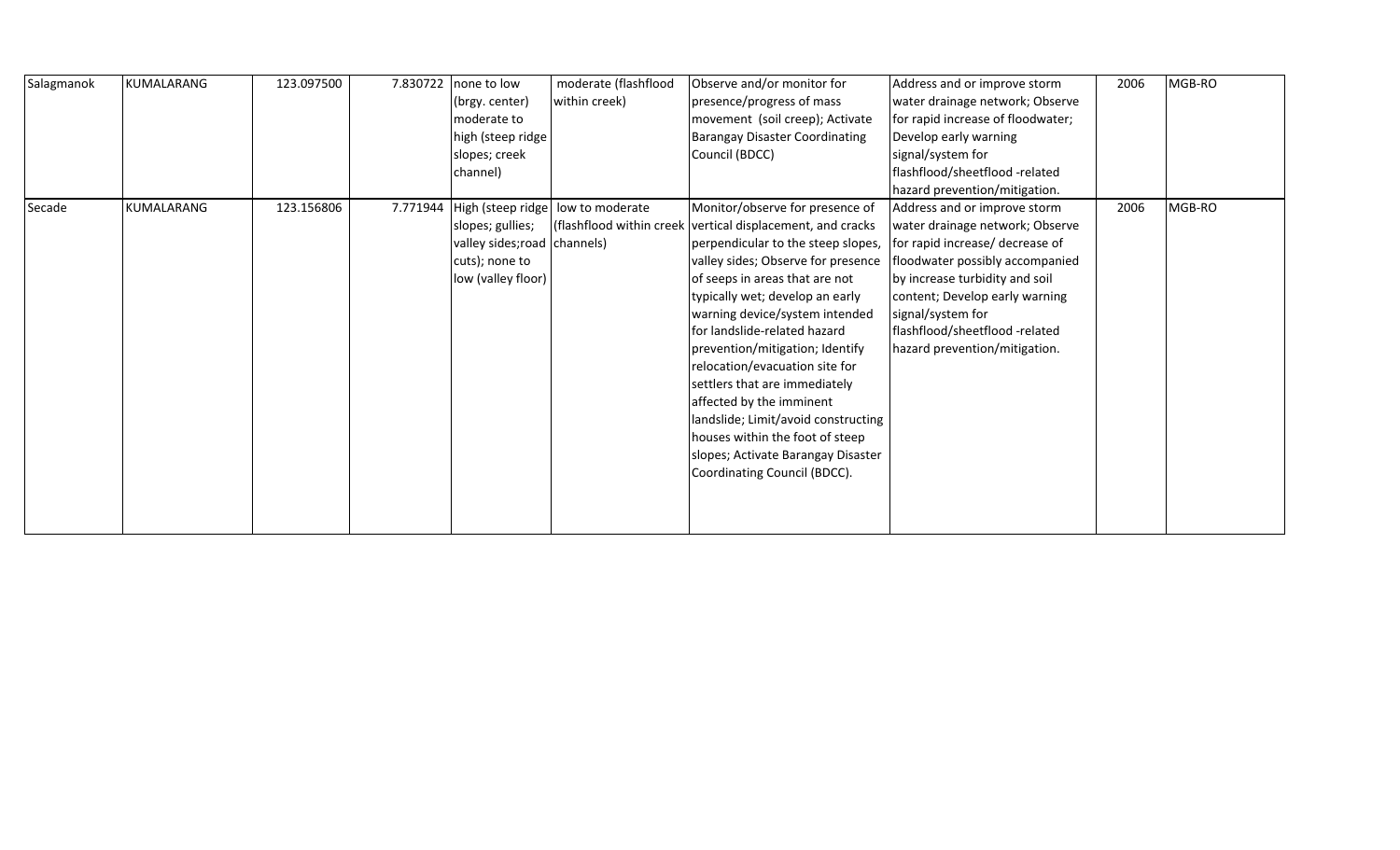| | | | | | | | | | |
|---|---|---|---|---|---|---|---|---|---|
| Salagmanok | KUMALARANG | 123.097500 | 7.830722 | none to low (brgy. center) moderate to high (steep ridge slopes; creek channel) | moderate (flashflood within creek) | Observe and/or monitor for presence/progress of mass movement (soil creep); Activate Barangay Disaster Coordinating Council (BDCC) | Address and or improve storm water drainage network; Observe for rapid increase of floodwater; Develop early warning signal/system for flashflood/sheetflood -related hazard prevention/mitigation. | 2006 | MGB-RO |
| Secade | KUMALARANG | 123.156806 | 7.771944 | High (steep ridge slopes; gullies; valley sides;road cuts); none to low (valley floor) | low to moderate (flashflood within creek channels) | Monitor/observe for presence of vertical displacement, and cracks perpendicular to the steep slopes, valley sides; Observe for presence of seeps in areas that are not typically wet; develop an early warning device/system intended for landslide-related hazard prevention/mitigation; Identify relocation/evacuation site for settlers that are immediately affected by the imminent landslide; Limit/avoid constructing houses within the foot of steep slopes; Activate Barangay Disaster Coordinating Council (BDCC). | Address and or improve storm water drainage network; Observe for rapid increase/ decrease of floodwater possibly accompanied by increase turbidity and soil content; Develop early warning signal/system for flashflood/sheetflood -related hazard prevention/mitigation. | 2006 | MGB-RO |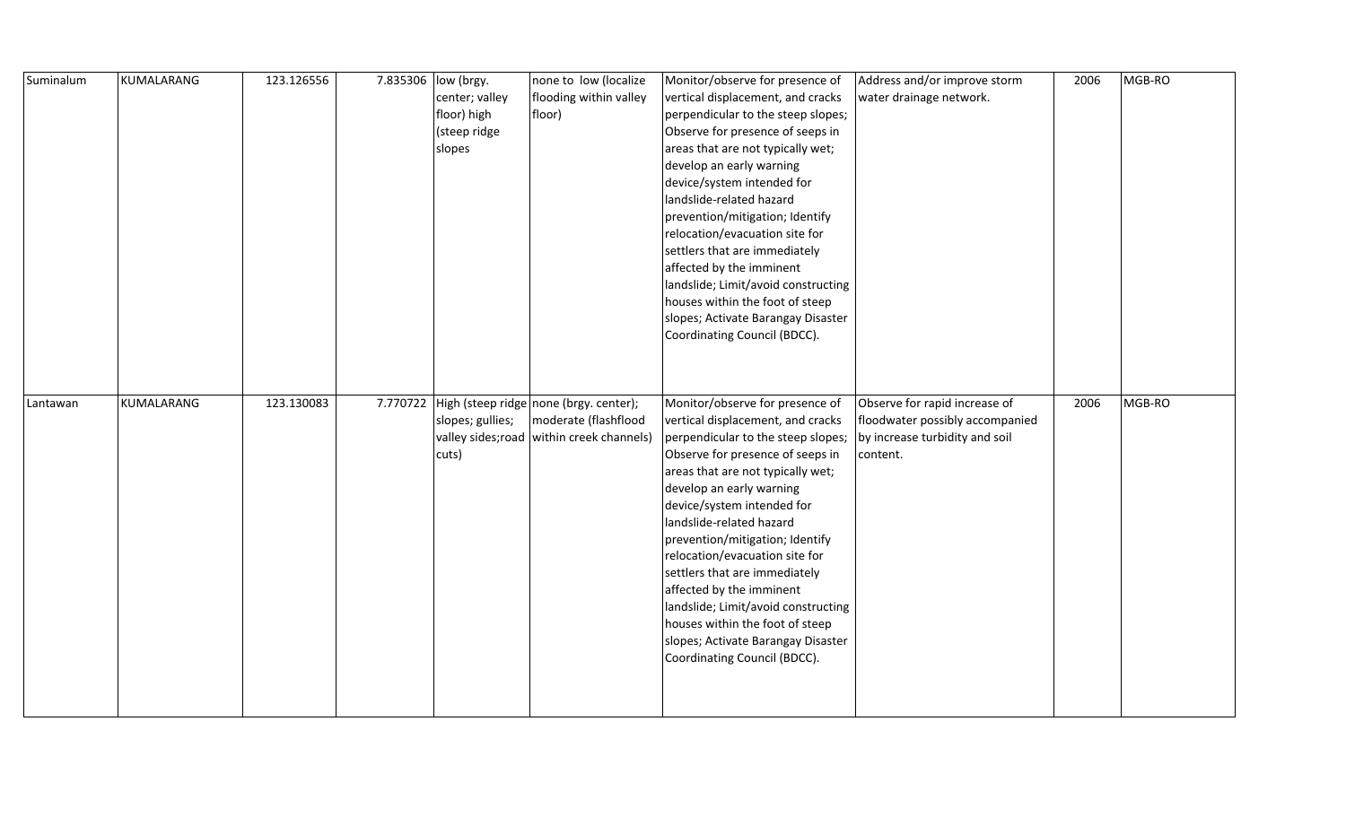| | | | | | | | | | |
|---|---|---|---|---|---|---|---|---|---|
| Suminalum | KUMALARANG | 123.126556 | 7.835306 | low (brgy. center; valley floor) high (steep ridge slopes | none to low (localize flooding within valley floor) | Monitor/observe for presence of vertical displacement, and cracks perpendicular to the steep slopes; Observe for presence of seeps in areas that are not typically wet; develop an early warning device/system intended for landslide-related hazard prevention/mitigation; Identify relocation/evacuation site for settlers that are immediately affected by the imminent landslide; Limit/avoid constructing houses within the foot of steep slopes; Activate Barangay Disaster Coordinating Council (BDCC). | Address and/or improve storm water drainage network. | 2006 | MGB-RO |
| Lantawan | KUMALARANG | 123.130083 | 7.770722 | High (steep ridge slopes; gullies; valley sides;road cuts) | none (brgy. center); moderate (flashflood within creek channels) | Monitor/observe for presence of vertical displacement, and cracks perpendicular to the steep slopes; Observe for presence of seeps in areas that are not typically wet; develop an early warning device/system intended for landslide-related hazard prevention/mitigation; Identify relocation/evacuation site for settlers that are immediately affected by the imminent landslide; Limit/avoid constructing houses within the foot of steep slopes; Activate Barangay Disaster Coordinating Council (BDCC). | Observe for rapid increase of floodwater possibly accompanied by increase turbidity and soil content. | 2006 | MGB-RO |